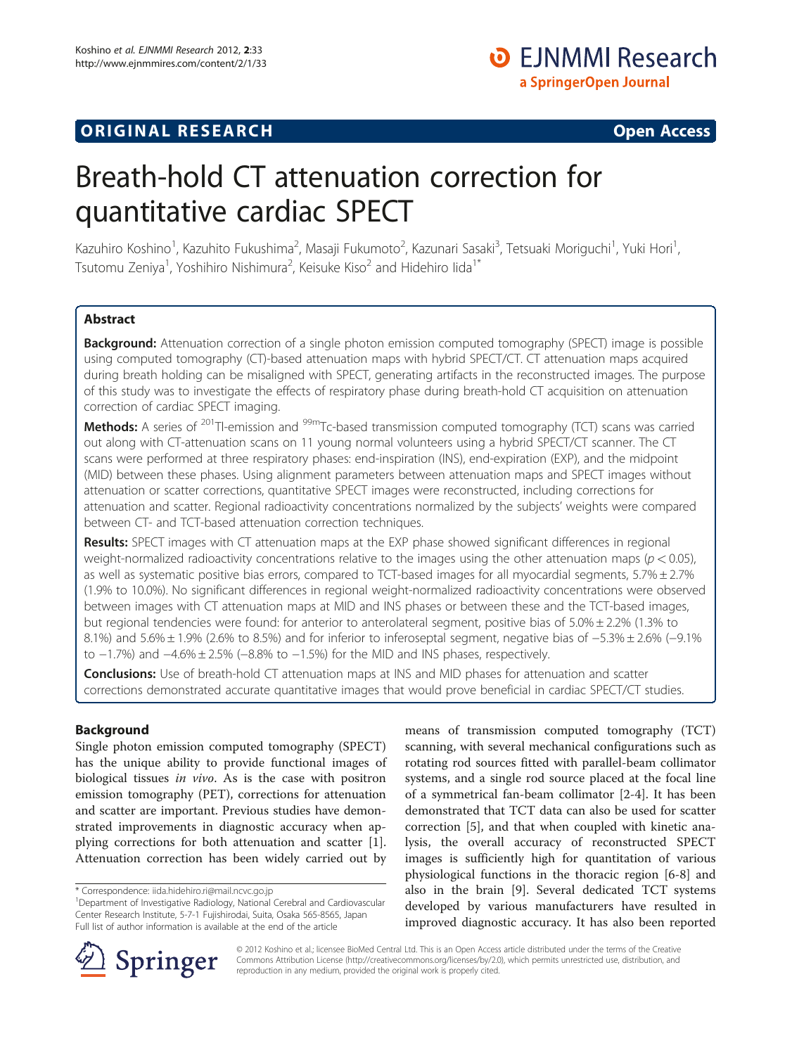ORIGINAL RESEARCH Open Access

# Breath-hold CT attenuation correction for quantitative cardiac SPECT

Kazuhiro Koshino[1], Kazuhito Fukushima[2], Masaji Fukumoto[2], Kazunari Sasaki[3], Tetsuaki Moriguchi[1], Yuki Hori[1], Tsutomu Zeniya[1], Yoshihiro Nishimura[2], Keisuke Kiso[2] and Hidehiro Iida[1*]

## Abstract

**Background:** Attenuation correction of a single photon emission computed tomography (SPECT) image is possible using computed tomography (CT)-based attenuation maps with hybrid SPECT/CT. CT attenuation maps acquired during breath holding can be misaligned with SPECT, generating artifacts in the reconstructed images. The purpose of this study was to investigate the effects of respiratory phase during breath-hold CT acquisition on attenuation correction of cardiac SPECT imaging.

**Methods:** A series of $^{201}$Tl-emission and $^{99m}$Tc-based transmission computed tomography (TCT) scans was carried out along with CT-attenuation scans on 11 young normal volunteers using a hybrid SPECT/CT scanner. The CT scans were performed at three respiratory phases: end-inspiration (INS), end-expiration (EXP), and the midpoint (MID) between these phases. Using alignment parameters between attenuation maps and SPECT images without attenuation or scatter corrections, quantitative SPECT images were reconstructed, including corrections for attenuation and scatter. Regional radioactivity concentrations normalized by the subjects' weights were compared between CT- and TCT-based attenuation correction techniques.

**Results:** SPECT images with CT attenuation maps at the EXP phase showed significant differences in regional weight-normalized radioactivity concentrations relative to the images using the other attenuation maps ($p < 0.05$), as well as systematic positive bias errors, compared to TCT-based images for all myocardial segments, 5.7% ± 2.7% (1.9% to 10.0%). No significant differences in regional weight-normalized radioactivity concentrations were observed between images with CT attenuation maps at MID and INS phases or between these and the TCT-based images, but regional tendencies were found: for anterior to anterolateral segment, positive bias of 5.0% ± 2.2% (1.3% to 8.1%) and 5.6% ± 1.9% (2.6% to 8.5%) and for inferior to inferoseptal segment, negative bias of −5.3% ± 2.6% (−9.1% to −1.7%) and −4.6% ± 2.5% (−8.8% to −1.5%) for the MID and INS phases, respectively.

**Conclusions:** Use of breath-hold CT attenuation maps at INS and MID phases for attenuation and scatter corrections demonstrated accurate quantitative images that would prove beneficial in cardiac SPECT/CT studies.

## Background

Single photon emission computed tomography (SPECT) has the unique ability to provide functional images of biological tissues *in vivo*. As is the case with positron emission tomography (PET), corrections for attenuation and scatter are important. Previous studies have demonstrated improvements in diagnostic accuracy when applying corrections for both attenuation and scatter [1]. Attenuation correction has been widely carried out by means of transmission computed tomography (TCT) scanning, with several mechanical configurations such as rotating rod sources fitted with parallel-beam collimator systems, and a single rod source placed at the focal line of a symmetrical fan-beam collimator [2-4]. It has been demonstrated that TCT data can also be used for scatter correction [5], and that when coupled with kinetic analysis, the overall accuracy of reconstructed SPECT images is sufficiently high for quantitation of various physiological functions in the thoracic region [6-8] and also in the brain [9]. Several dedicated TCT systems developed by various manufacturers have resulted in improved diagnostic accuracy. It has also been reported

\* Correspondence: iida.hidehiro.ri@mail.ncvc.go.jp

[1]Department of Investigative Radiology, National Cerebral and Cardiovascular Center Research Institute, 5-7-1 Fujishirodai, Suita, Osaka 565-8565, Japan

Full list of author information is available at the end of the article

© 2012 Koshino et al.; licensee BioMed Central Ltd. This is an Open Access article distributed under the terms of the Creative Commons Attribution License (http://creativecommons.org/licenses/by/2.0), which permits unrestricted use, distribution, and reproduction in any medium, provided the original work is properly cited.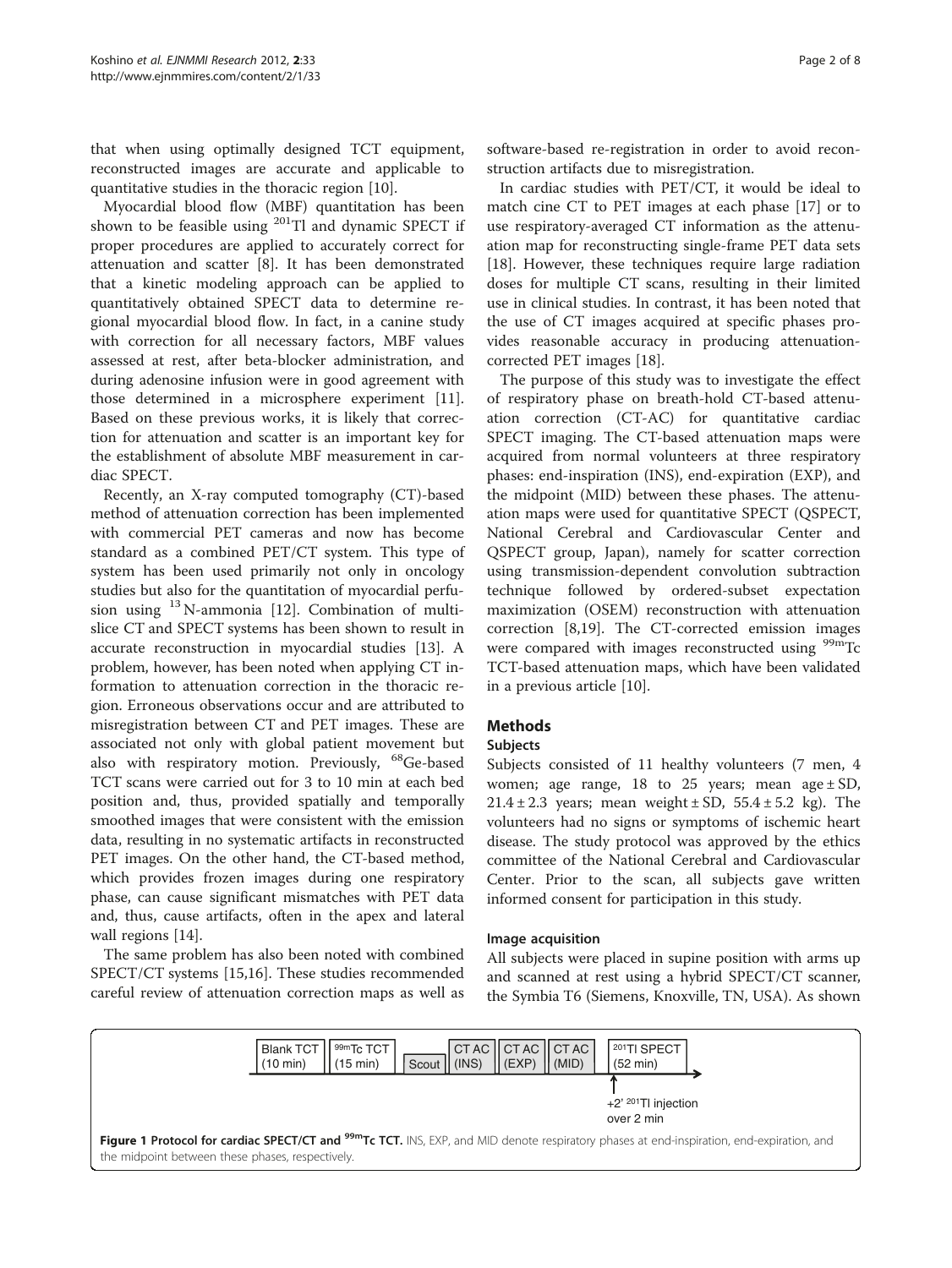that when using optimally designed TCT equipment, reconstructed images are accurate and applicable to quantitative studies in the thoracic region [10].

Myocardial blood flow (MBF) quantitation has been shown to be feasible using $^{201}$Tl and dynamic SPECT if proper procedures are applied to accurately correct for attenuation and scatter [8]. It has been demonstrated that a kinetic modeling approach can be applied to quantitatively obtained SPECT data to determine regional myocardial blood flow. In fact, in a canine study with correction for all necessary factors, MBF values assessed at rest, after beta-blocker administration, and during adenosine infusion were in good agreement with those determined in a microsphere experiment [11]. Based on these previous works, it is likely that correction for attenuation and scatter is an important key for the establishment of absolute MBF measurement in cardiac SPECT.

Recently, an X-ray computed tomography (CT)-based method of attenuation correction has been implemented with commercial PET cameras and now has become standard as a combined PET/CT system. This type of system has been used primarily not only in oncology studies but also for the quantitation of myocardial perfusion using $^{13}$N-ammonia [12]. Combination of multislice CT and SPECT systems has been shown to result in accurate reconstruction in myocardial studies [13]. A problem, however, has been noted when applying CT information to attenuation correction in the thoracic region. Erroneous observations occur and are attributed to misregistration between CT and PET images. These are associated not only with global patient movement but also with respiratory motion. Previously, $^{68}$Ge-based TCT scans were carried out for 3 to 10 min at each bed position and, thus, provided spatially and temporally smoothed images that were consistent with the emission data, resulting in no systematic artifacts in reconstructed PET images. On the other hand, the CT-based method, which provides frozen images during one respiratory phase, can cause significant mismatches with PET data and, thus, cause artifacts, often in the apex and lateral wall regions [14].

The same problem has also been noted with combined SPECT/CT systems [15,16]. These studies recommended careful review of attenuation correction maps as well as software-based re-registration in order to avoid reconstruction artifacts due to misregistration.

In cardiac studies with PET/CT, it would be ideal to match cine CT to PET images at each phase [17] or to use respiratory-averaged CT information as the attenuation map for reconstructing single-frame PET data sets [18]. However, these techniques require large radiation doses for multiple CT scans, resulting in their limited use in clinical studies. In contrast, it has been noted that the use of CT images acquired at specific phases provides reasonable accuracy in producing attenuation-corrected PET images [18].

The purpose of this study was to investigate the effect of respiratory phase on breath-hold CT-based attenuation correction (CT-AC) for quantitative cardiac SPECT imaging. The CT-based attenuation maps were acquired from normal volunteers at three respiratory phases: end-inspiration (INS), end-expiration (EXP), and the midpoint (MID) between these phases. The attenuation maps were used for quantitative SPECT (QSPECT, National Cerebral and Cardiovascular Center and QSPECT group, Japan), namely for scatter correction using transmission-dependent convolution subtraction technique followed by ordered-subset expectation maximization (OSEM) reconstruction with attenuation correction [8,19]. The CT-corrected emission images were compared with images reconstructed using $^{99m}$Tc TCT-based attenuation maps, which have been validated in a previous article [10].

## Methods

### Subjects

Subjects consisted of 11 healthy volunteers (7 men, 4 women; age range, 18 to 25 years; mean age ± SD, 21.4 ± 2.3 years; mean weight ± SD, 55.4 ± 5.2 kg). The volunteers had no signs or symptoms of ischemic heart disease. The study protocol was approved by the ethics committee of the National Cerebral and Cardiovascular Center. Prior to the scan, all subjects gave written informed consent for participation in this study.

### Image acquisition

All subjects were placed in supine position with arms up and scanned at rest using a hybrid SPECT/CT scanner, the Symbia T6 (Siemens, Knoxville, TN, USA). As shown

Blank TCT (10 min) | $^{99m}$Tc TCT (15 min) | Scout | CT AC (INS) | CT AC (EXP) | CT AC (MID) | $^{201}$Tl SPECT (52 min)

+2' $^{201}$Tl injection over 2 min

**Figure 1 Protocol for cardiac SPECT/CT and $^{99m}$Tc TCT.** INS, EXP, and MID denote respiratory phases at end-inspiration, end-expiration, and the midpoint between these phases, respectively.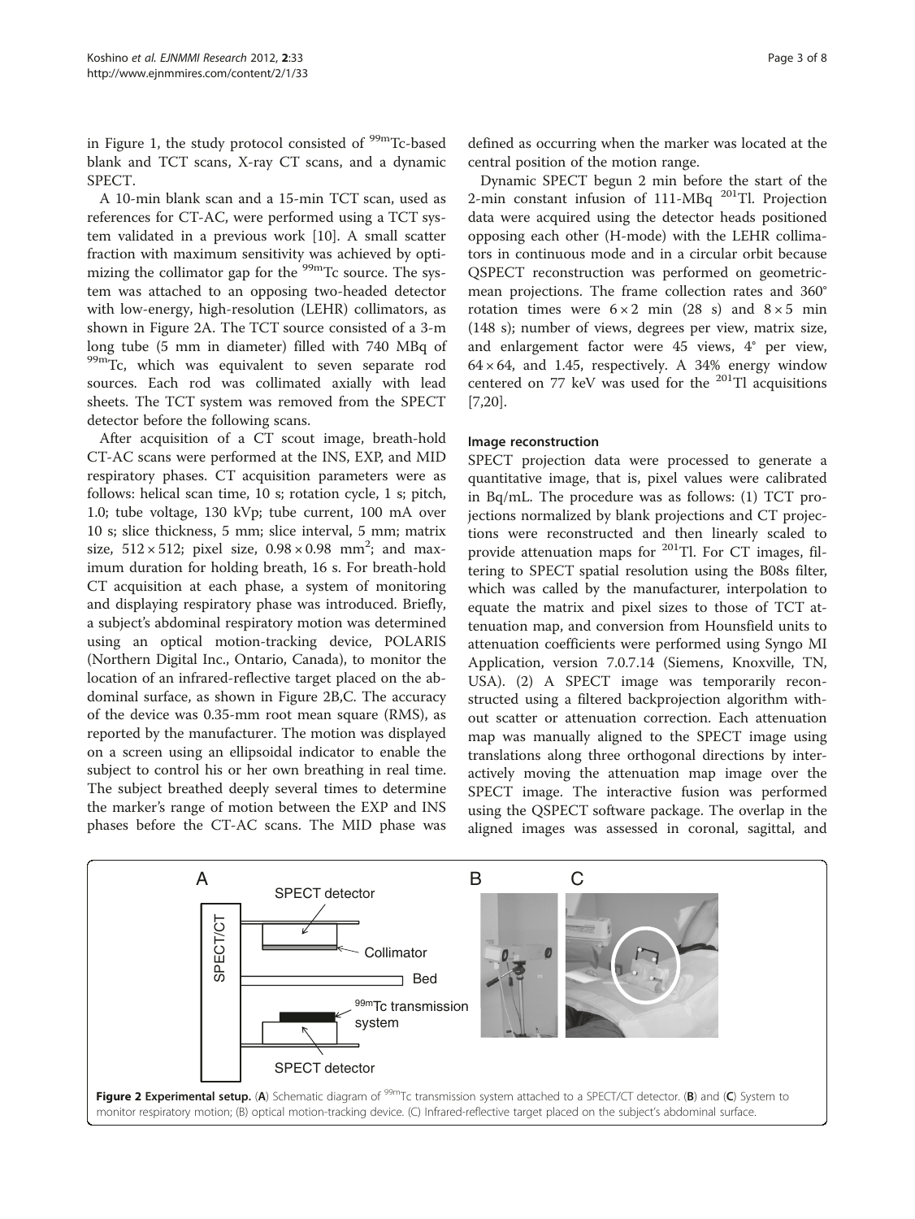in Figure 1, the study protocol consisted of $^{99m}$Tc-based blank and TCT scans, X-ray CT scans, and a dynamic SPECT.

A 10-min blank scan and a 15-min TCT scan, used as references for CT-AC, were performed using a TCT system validated in a previous work [10]. A small scatter fraction with maximum sensitivity was achieved by optimizing the collimator gap for the $^{99m}$Tc source. The system was attached to an opposing two-headed detector with low-energy, high-resolution (LEHR) collimators, as shown in Figure 2A. The TCT source consisted of a 3-m long tube (5 mm in diameter) filled with 740 MBq of $^{99m}$Tc, which was equivalent to seven separate rod sources. Each rod was collimated axially with lead sheets. The TCT system was removed from the SPECT detector before the following scans.

After acquisition of a CT scout image, breath-hold CT-AC scans were performed at the INS, EXP, and MID respiratory phases. CT acquisition parameters were as follows: helical scan time, 10 s; rotation cycle, 1 s; pitch, 1.0; tube voltage, 130 kVp; tube current, 100 mA over 10 s; slice thickness, 5 mm; slice interval, 5 mm; matrix size, $512 \times 512$; pixel size, $0.98 \times 0.98$ mm$^2$; and maximum duration for holding breath, 16 s. For breath-hold CT acquisition at each phase, a system of monitoring and displaying respiratory phase was introduced. Briefly, a subject's abdominal respiratory motion was determined using an optical motion-tracking device, POLARIS (Northern Digital Inc., Ontario, Canada), to monitor the location of an infrared-reflective target placed on the abdominal surface, as shown in Figure 2B,C. The accuracy of the device was 0.35-mm root mean square (RMS), as reported by the manufacturer. The motion was displayed on a screen using an ellipsoidal indicator to enable the subject to control his or her own breathing in real time. The subject breathed deeply several times to determine the marker's range of motion between the EXP and INS phases before the CT-AC scans. The MID phase was defined as occurring when the marker was located at the central position of the motion range.

Dynamic SPECT begun 2 min before the start of the 2-min constant infusion of 111-MBq $^{201}$Tl. Projection data were acquired using the detector heads positioned opposing each other (H-mode) with the LEHR collimators in continuous mode and in a circular orbit because QSPECT reconstruction was performed on geometric-mean projections. The frame collection rates and 360° rotation times were $6 \times 2$ min (28 s) and $8 \times 5$ min (148 s); number of views, degrees per view, matrix size, and enlargement factor were 45 views, 4° per view, $64 \times 64$, and 1.45, respectively. A 34% energy window centered on 77 keV was used for the $^{201}$Tl acquisitions [7,20].

### Image reconstruction

SPECT projection data were processed to generate a quantitative image, that is, pixel values were calibrated in Bq/mL. The procedure was as follows: (1) TCT projections normalized by blank projections and CT projections were reconstructed and then linearly scaled to provide attenuation maps for $^{201}$Tl. For CT images, filtering to SPECT spatial resolution using the B08s filter, which was called by the manufacturer, interpolation to equate the matrix and pixel sizes to those of TCT attenuation map, and conversion from Hounsfield units to attenuation coefficients were performed using Syngo MI Application, version 7.0.7.14 (Siemens, Knoxville, TN, USA). (2) A SPECT image was temporarily reconstructed using a filtered backprojection algorithm without scatter or attenuation correction. Each attenuation map was manually aligned to the SPECT image using translations along three orthogonal directions by interactively moving the attenuation map image over the SPECT image. The interactive fusion was performed using the QSPECT software package. The overlap in the aligned images was assessed in coronal, sagittal, and

**Figure 2 Experimental setup.** (**A**) Schematic diagram of $^{99m}$Tc transmission system attached to a SPECT/CT detector. (**B**) and (**C**) System to monitor respiratory motion; (B) optical motion-tracking device. (C) Infrared-reflective target placed on the subject's abdominal surface.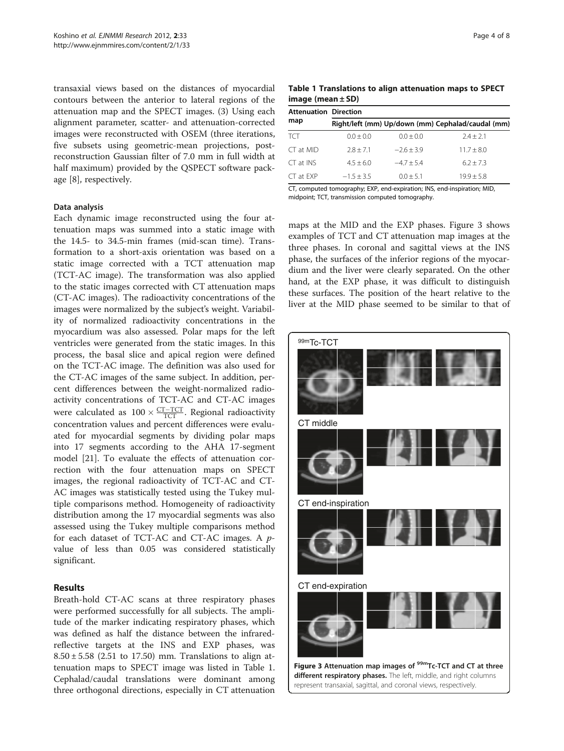transaxial views based on the distances of myocardial contours between the anterior to lateral regions of the attenuation map and the SPECT images. (3) Using each alignment parameter, scatter- and attenuation-corrected images were reconstructed with OSEM (three iterations, five subsets using geometric-mean projections, post-reconstruction Gaussian filter of 7.0 mm in full width at half maximum) provided by the QSPECT software package [8], respectively.

### Data analysis

Each dynamic image reconstructed using the four attenuation maps was summed into a static image with the 14.5- to 34.5-min frames (mid-scan time). Transformation to a short-axis orientation was based on a static image corrected with a TCT attenuation map (TCT-AC image). The transformation was also applied to the static images corrected with CT attenuation maps (CT-AC images). The radioactivity concentrations of the images were normalized by the subject's weight. Variability of normalized radioactivity concentrations in the myocardium was also assessed. Polar maps for the left ventricles were generated from the static images. In this process, the basal slice and apical region were defined on the TCT-AC image. The definition was also used for the CT-AC images of the same subject. In addition, percent differences between the weight-normalized radioactivity concentrations of TCT-AC and CT-AC images were calculated as $100 \times \frac{\mathrm{CT}-\mathrm{TCT}}{\mathrm{TCT}}$. Regional radioactivity concentration values and percent differences were evaluated for myocardial segments by dividing polar maps into 17 segments according to the AHA 17-segment model [21]. To evaluate the effects of attenuation correction with the four attenuation maps on SPECT images, the regional radioactivity of TCT-AC and CT-AC images was statistically tested using the Tukey multiple comparisons method. Homogeneity of radioactivity distribution among the 17 myocardial segments was also assessed using the Tukey multiple comparisons method for each dataset of TCT-AC and CT-AC images. A $p$-value of less than 0.05 was considered statistically significant.

## Results

Breath-hold CT-AC scans at three respiratory phases were performed successfully for all subjects. The amplitude of the marker indicating respiratory phases, which was defined as half the distance between the infrared-reflective targets at the INS and EXP phases, was $8.50 \pm 5.58$ (2.51 to 17.50) mm. Translations to align attenuation maps to SPECT image was listed in Table 1. Cephalad/caudal translations were dominant among three orthogonal directions, especially in CT attenuation maps at the MID and the EXP phases. Figure 3 shows examples of TCT and CT attenuation map images at the three phases. In coronal and sagittal views at the INS phase, the surfaces of the inferior regions of the myocardium and the liver were clearly separated. On the other hand, at the EXP phase, it was difficult to distinguish these surfaces. The position of the heart relative to the liver at the MID phase seemed to be similar to that of

**Table 1 Translations to align attenuation maps to SPECT image (mean ± SD)**

| Attenuation map | Direction | | |
|---|---|---|---|
| | Right/left (mm) | Up/down (mm) | Cephalad/caudal (mm) |
| TCT | 0.0 ± 0.0 | 0.0 ± 0.0 | 2.4 ± 2.1 |
| CT at MID | 2.8 ± 7.1 | −2.6 ± 3.9 | 11.7 ± 8.0 |
| CT at INS | 4.5 ± 6.0 | −4.7 ± 5.4 | 6.2 ± 7.3 |
| CT at EXP | −1.5 ± 3.5 | 0.0 ± 5.1 | 19.9 ± 5.8 |

CT, computed tomography; EXP, end-expiration; INS, end-inspiration; MID, midpoint; TCT, transmission computed tomography.

**Figure 3 Attenuation map images of $^{99m}$Tc-TCT and CT at three different respiratory phases.** The left, middle, and right columns represent transaxial, sagittal, and coronal views, respectively.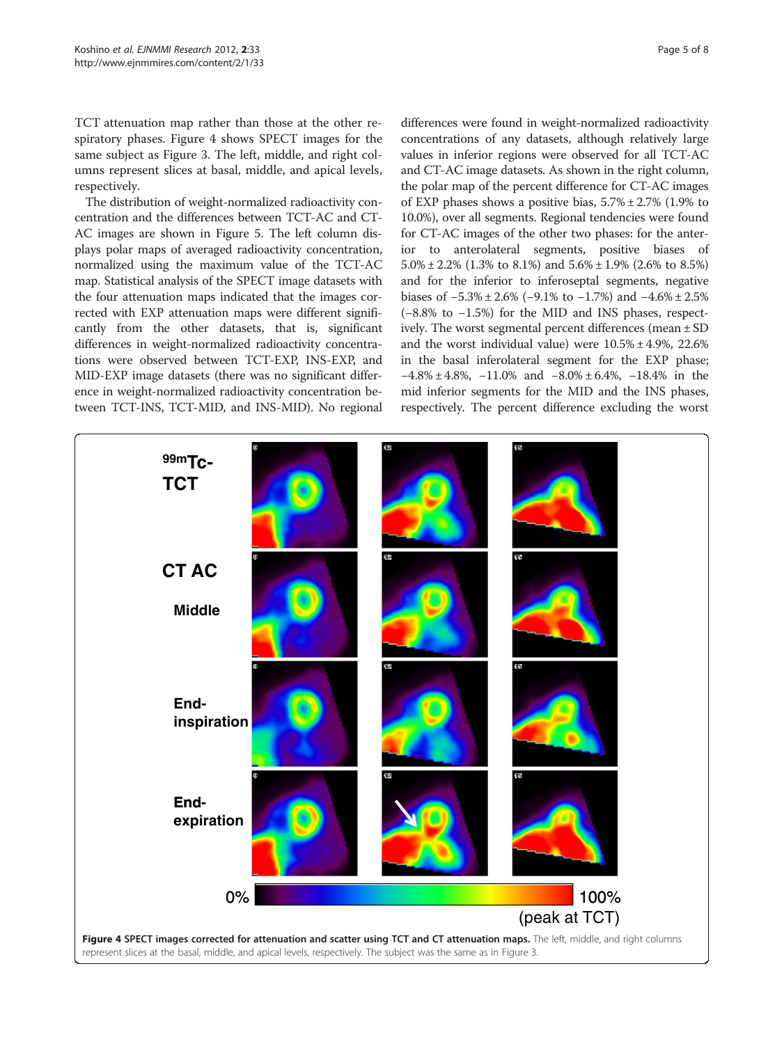TCT attenuation map rather than those at the other respiratory phases. Figure 4 shows SPECT images for the same subject as Figure 3. The left, middle, and right columns represent slices at basal, middle, and apical levels, respectively.

The distribution of weight-normalized radioactivity concentration and the differences between TCT-AC and CT-AC images are shown in Figure 5. The left column displays polar maps of averaged radioactivity concentration, normalized using the maximum value of the TCT-AC map. Statistical analysis of the SPECT image datasets with the four attenuation maps indicated that the images corrected with EXP attenuation maps were different significantly from the other datasets, that is, significant differences in weight-normalized radioactivity concentrations were observed between TCT-EXP, INS-EXP, and MID-EXP image datasets (there was no significant difference in weight-normalized radioactivity concentration between TCT-INS, TCT-MID, and INS-MID). No regional differences were found in weight-normalized radioactivity concentrations of any datasets, although relatively large values in inferior regions were observed for all TCT-AC and CT-AC image datasets. As shown in the right column, the polar map of the percent difference for CT-AC images of EXP phases shows a positive bias, 5.7% ± 2.7% (1.9% to 10.0%), over all segments. Regional tendencies were found for CT-AC images of the other two phases: for the anterior to anterolateral segments, positive biases of 5.0% ± 2.2% (1.3% to 8.1%) and 5.6% ± 1.9% (2.6% to 8.5%) and for the inferior to inferoseptal segments, negative biases of −5.3% ± 2.6% (−9.1% to −1.7%) and −4.6% ± 2.5% (−8.8% to −1.5%) for the MID and INS phases, respectively. The worst segmental percent differences (mean ± SD and the worst individual value) were 10.5% ± 4.9%, 22.6% in the basal inferolateral segment for the EXP phase; −4.8% ± 4.8%, −11.0% and −8.0% ± 6.4%, −18.4% in the mid inferior segments for the MID and the INS phases, respectively. The percent difference excluding the worst

**Figure 4 SPECT images corrected for attenuation and scatter using TCT and CT attenuation maps.** The left, middle, and right columns represent slices at the basal, middle, and apical levels, respectively. The subject was the same as in Figure 3.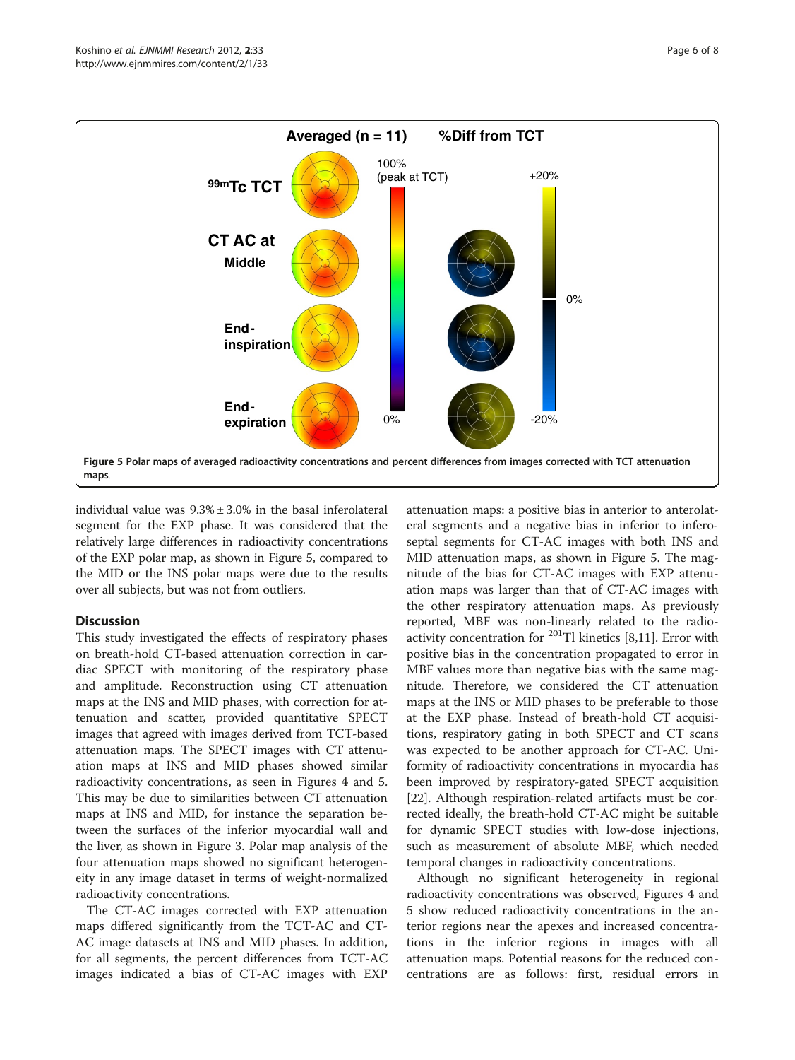Figure 5 Polar maps of averaged radioactivity concentrations and percent differences from images corrected with TCT attenuation maps.

individual value was 9.3% ± 3.0% in the basal inferolateral segment for the EXP phase. It was considered that the relatively large differences in radioactivity concentrations of the EXP polar map, as shown in Figure 5, compared to the MID or the INS polar maps were due to the results over all subjects, but was not from outliers.

## Discussion

This study investigated the effects of respiratory phases on breath-hold CT-based attenuation correction in cardiac SPECT with monitoring of the respiratory phase and amplitude. Reconstruction using CT attenuation maps at the INS and MID phases, with correction for attenuation and scatter, provided quantitative SPECT images that agreed with images derived from TCT-based attenuation maps. The SPECT images with CT attenuation maps at INS and MID phases showed similar radioactivity concentrations, as seen in Figures 4 and 5. This may be due to similarities between CT attenuation maps at INS and MID, for instance the separation between the surfaces of the inferior myocardial wall and the liver, as shown in Figure 3. Polar map analysis of the four attenuation maps showed no significant heterogeneity in any image dataset in terms of weight-normalized radioactivity concentrations.

The CT-AC images corrected with EXP attenuation maps differed significantly from the TCT-AC and CT-AC image datasets at INS and MID phases. In addition, for all segments, the percent differences from TCT-AC images indicated a bias of CT-AC images with EXP attenuation maps: a positive bias in anterior to anterolateral segments and a negative bias in inferior to inferoseptal segments for CT-AC images with both INS and MID attenuation maps, as shown in Figure 5. The magnitude of the bias for CT-AC images with EXP attenuation maps was larger than that of CT-AC images with the other respiratory attenuation maps. As previously reported, MBF was non-linearly related to the radioactivity concentration for $^{201}$Tl kinetics [8,11]. Error with positive bias in the concentration propagated to error in MBF values more than negative bias with the same magnitude. Therefore, we considered the CT attenuation maps at the INS or MID phases to be preferable to those at the EXP phase. Instead of breath-hold CT acquisitions, respiratory gating in both SPECT and CT scans was expected to be another approach for CT-AC. Uniformity of radioactivity concentrations in myocardia has been improved by respiratory-gated SPECT acquisition [22]. Although respiration-related artifacts must be corrected ideally, the breath-hold CT-AC might be suitable for dynamic SPECT studies with low-dose injections, such as measurement of absolute MBF, which needed temporal changes in radioactivity concentrations.

Although no significant heterogeneity in regional radioactivity concentrations was observed, Figures 4 and 5 show reduced radioactivity concentrations in the anterior regions near the apexes and increased concentrations in the inferior regions in images with all attenuation maps. Potential reasons for the reduced concentrations are as follows: first, residual errors in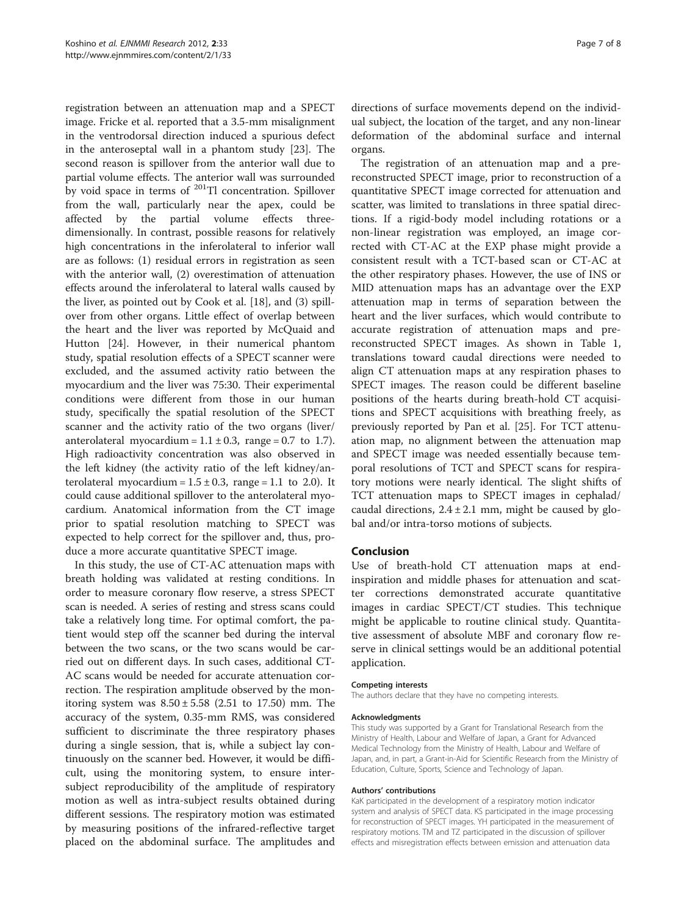registration between an attenuation map and a SPECT image. Fricke et al. reported that a 3.5-mm misalignment in the ventrodorsal direction induced a spurious defect in the anteroseptal wall in a phantom study [23]. The second reason is spillover from the anterior wall due to partial volume effects. The anterior wall was surrounded by void space in terms of $^{201}$Tl concentration. Spillover from the wall, particularly near the apex, could be affected by the partial volume effects three-dimensionally. In contrast, possible reasons for relatively high concentrations in the inferolateral to inferior wall are as follows: (1) residual errors in registration as seen with the anterior wall, (2) overestimation of attenuation effects around the inferolateral to lateral walls caused by the liver, as pointed out by Cook et al. [18], and (3) spillover from other organs. Little effect of overlap between the heart and the liver was reported by McQuaid and Hutton [24]. However, in their numerical phantom study, spatial resolution effects of a SPECT scanner were excluded, and the assumed activity ratio between the myocardium and the liver was 75:30. Their experimental conditions were different from those in our human study, specifically the spatial resolution of the SPECT scanner and the activity ratio of the two organs (liver/anterolateral myocardium = $1.1 \pm 0.3$, range = 0.7 to 1.7). High radioactivity concentration was also observed in the left kidney (the activity ratio of the left kidney/anterolateral myocardium = $1.5 \pm 0.3$, range = 1.1 to 2.0). It could cause additional spillover to the anterolateral myocardium. Anatomical information from the CT image prior to spatial resolution matching to SPECT was expected to help correct for the spillover and, thus, produce a more accurate quantitative SPECT image.

In this study, the use of CT-AC attenuation maps with breath holding was validated at resting conditions. In order to measure coronary flow reserve, a stress SPECT scan is needed. A series of resting and stress scans could take a relatively long time. For optimal comfort, the patient would step off the scanner bed during the interval between the two scans, or the two scans would be carried out on different days. In such cases, additional CT-AC scans would be needed for accurate attenuation correction. The respiration amplitude observed by the monitoring system was $8.50 \pm 5.58$ (2.51 to 17.50) mm. The accuracy of the system, 0.35-mm RMS, was considered sufficient to discriminate the three respiratory phases during a single session, that is, while a subject lay continuously on the scanner bed. However, it would be difficult, using the monitoring system, to ensure inter-subject reproducibility of the amplitude of respiratory motion as well as intra-subject results obtained during different sessions. The respiratory motion was estimated by measuring positions of the infrared-reflective target placed on the abdominal surface. The amplitudes and directions of surface movements depend on the individual subject, the location of the target, and any non-linear deformation of the abdominal surface and internal organs.

The registration of an attenuation map and a pre-reconstructed SPECT image, prior to reconstruction of a quantitative SPECT image corrected for attenuation and scatter, was limited to translations in three spatial directions. If a rigid-body model including rotations or a non-linear registration was employed, an image corrected with CT-AC at the EXP phase might provide a consistent result with a TCT-based scan or CT-AC at the other respiratory phases. However, the use of INS or MID attenuation maps has an advantage over the EXP attenuation map in terms of separation between the heart and the liver surfaces, which would contribute to accurate registration of attenuation maps and pre-reconstructed SPECT images. As shown in Table 1, translations toward caudal directions were needed to align CT attenuation maps at any respiration phases to SPECT images. The reason could be different baseline positions of the hearts during breath-hold CT acquisitions and SPECT acquisitions with breathing freely, as previously reported by Pan et al. [25]. For TCT attenuation map, no alignment between the attenuation map and SPECT image was needed essentially because temporal resolutions of TCT and SPECT scans for respiratory motions were nearly identical. The slight shifts of TCT attenuation maps to SPECT images in cephalad/caudal directions, $2.4 \pm 2.1$ mm, might be caused by global and/or intra-torso motions of subjects.

## Conclusion

Use of breath-hold CT attenuation maps at end-inspiration and middle phases for attenuation and scatter corrections demonstrated accurate quantitative images in cardiac SPECT/CT studies. This technique might be applicable to routine clinical study. Quantitative assessment of absolute MBF and coronary flow reserve in clinical settings would be an additional potential application.

#### Competing interests
The authors declare that they have no competing interests.

#### Acknowledgments
This study was supported by a Grant for Translational Research from the Ministry of Health, Labour and Welfare of Japan, a Grant for Advanced Medical Technology from the Ministry of Health, Labour and Welfare of Japan, and, in part, a Grant-in-Aid for Scientific Research from the Ministry of Education, Culture, Sports, Science and Technology of Japan.

#### Authors' contributions
KaK participated in the development of a respiratory motion indicator system and analysis of SPECT data. KS participated in the image processing for reconstruction of SPECT images. YH participated in the measurement of respiratory motions. TM and TZ participated in the discussion of spillover effects and misregistration effects between emission and attenuation data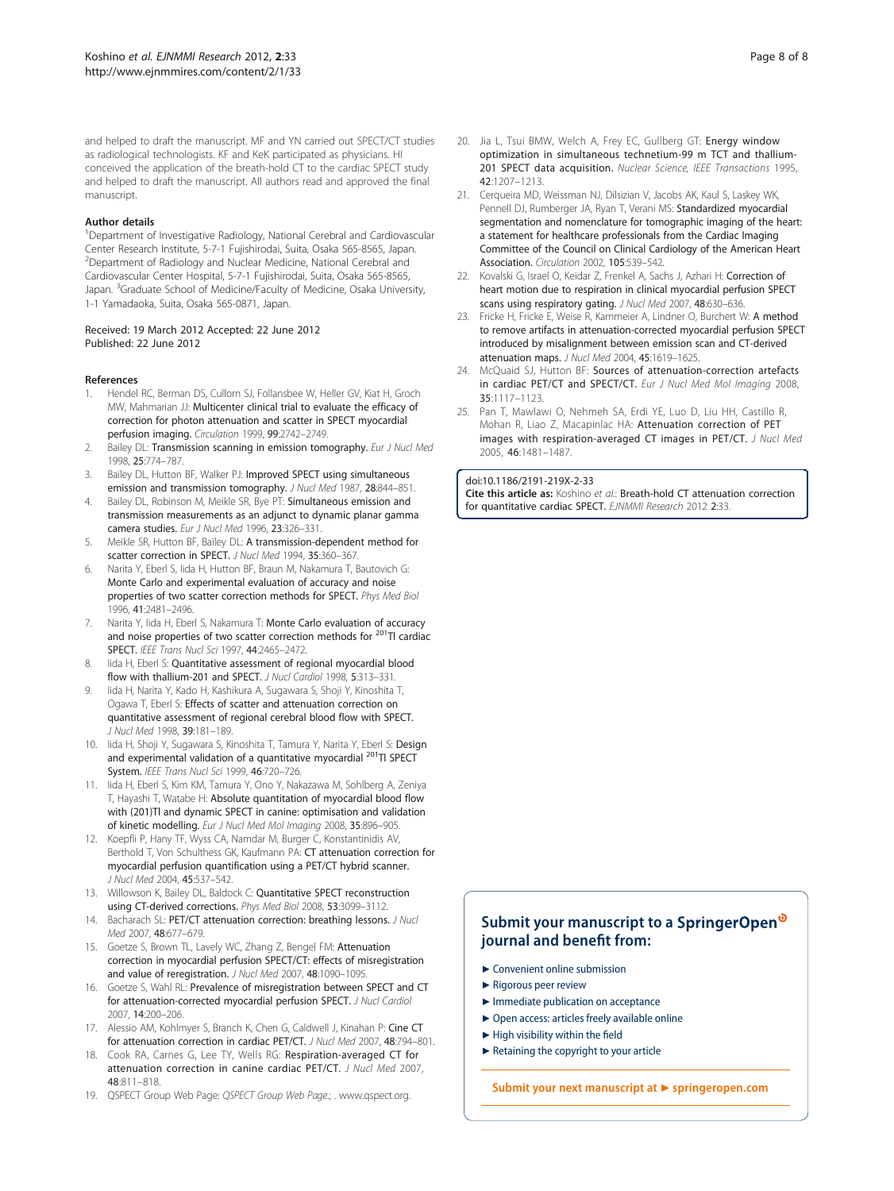and helped to draft the manuscript. MF and YN carried out SPECT/CT studies as radiological technologists. KF and KeK participated as physicians. HI conceived the application of the breath-hold CT to the cardiac SPECT study and helped to draft the manuscript. All authors read and approved the final manuscript.

### Author details

[1]Department of Investigative Radiology, National Cerebral and Cardiovascular Center Research Institute, 5-7-1 Fujishirodai, Suita, Osaka 565-8565, Japan. [2]Department of Radiology and Nuclear Medicine, National Cerebral and Cardiovascular Center Hospital, 5-7-1 Fujishirodai, Suita, Osaka 565-8565, Japan. [3]Graduate School of Medicine/Faculty of Medicine, Osaka University, 1-1 Yamadaoka, Suita, Osaka 565-0871, Japan.

Received: 19 March 2012 Accepted: 22 June 2012
Published: 22 June 2012

### References

1. Hendel RC, Berman DS, Cullom SJ, Follansbee W, Heller GV, Kiat H, Groch MW, Mahmarian JJ: **Multicenter clinical trial to evaluate the efficacy of correction for photon attenuation and scatter in SPECT myocardial perfusion imaging.** *Circulation* 1999, **99**:2742–2749.
2. Bailey DL: **Transmission scanning in emission tomography.** *Eur J Nucl Med* 1998, **25**:774–787.
3. Bailey DL, Hutton BF, Walker PJ: **Improved SPECT using simultaneous emission and transmission tomography.** *J Nucl Med* 1987, **28**:844–851.
4. Bailey DL, Robinson M, Meikle SR, Bye PT: **Simultaneous emission and transmission measurements as an adjunct to dynamic planar gamma camera studies.** *Eur J Nucl Med* 1996, **23**:326–331.
5. Meikle SR, Hutton BF, Bailey DL: **A transmission-dependent method for scatter correction in SPECT.** *J Nucl Med* 1994, **35**:360–367.
6. Narita Y, Eberl S, Iida H, Hutton BF, Braun M, Nakamura T, Bautovich G: **Monte Carlo and experimental evaluation of accuracy and noise properties of two scatter correction methods for SPECT.** *Phys Med Biol* 1996, **41**:2481–2496.
7. Narita Y, Iida H, Eberl S, Nakamura T: **Monte Carlo evaluation of accuracy and noise properties of two scatter correction methods for $^{201}$Tl cardiac SPECT.** *IEEE Trans Nucl Sci* 1997, **44**:2465–2472.
8. Iida H, Eberl S: **Quantitative assessment of regional myocardial blood flow with thallium-201 and SPECT.** *J Nucl Cardiol* 1998, **5**:313–331.
9. Iida H, Narita Y, Kado H, Kashikura A, Sugawara S, Shoji Y, Kinoshita T, Ogawa T, Eberl S: **Effects of scatter and attenuation correction on quantitative assessment of regional cerebral blood flow with SPECT.** *J Nucl Med* 1998, **39**:181–189.
10. Iida H, Shoji Y, Sugawara S, Kinoshita T, Tamura Y, Narita Y, Eberl S: **Design and experimental validation of a quantitative myocardial $^{201}$Tl SPECT System.** *IEEE Trans Nucl Sci* 1999, **46**:720–726.
11. Iida H, Eberl S, Kim KM, Tamura Y, Ono Y, Nakazawa M, Sohlberg A, Zeniya T, Hayashi T, Watabe H: **Absolute quantitation of myocardial blood flow with (201)Tl and dynamic SPECT in canine: optimisation and validation of kinetic modelling.** *Eur J Nucl Med Mol Imaging* 2008, **35**:896–905.
12. Koepfli P, Hany TF, Wyss CA, Namdar M, Burger C, Konstantinidis AV, Berthold T, Von Schulthess GK, Kaufmann PA: **CT attenuation correction for myocardial perfusion quantification using a PET/CT hybrid scanner.** *J Nucl Med* 2004, **45**:537–542.
13. Willowson K, Bailey DL, Baldock C: **Quantitative SPECT reconstruction using CT-derived corrections.** *Phys Med Biol* 2008, **53**:3099–3112.
14. Bacharach SL: **PET/CT attenuation correction: breathing lessons.** *J Nucl Med* 2007, **48**:677–679.
15. Goetze S, Brown TL, Lavely WC, Zhang Z, Bengel FM: **Attenuation correction in myocardial perfusion SPECT/CT: effects of misregistration and value of reregistration.** *J Nucl Med* 2007, **48**:1090–1095.
16. Goetze S, Wahl RL: **Prevalence of misregistration between SPECT and CT for attenuation-corrected myocardial perfusion SPECT.** *J Nucl Cardiol* 2007, **14**:200–206.
17. Alessio AM, Kohlmyer S, Branch K, Chen G, Caldwell J, Kinahan P: **Cine CT for attenuation correction in cardiac PET/CT.** *J Nucl Med* 2007, **48**:794–801.
18. Cook RA, Carnes G, Lee TY, Wells RG: **Respiration-averaged CT for attenuation correction in canine cardiac PET/CT.** *J Nucl Med* 2007, **48**:811–818.
19. QSPECT Group Web Page: *QSPECT Group Web Page*; . www.qspect.org.
20. Jia L, Tsui BMW, Welch A, Frey EC, Gullberg GT: **Energy window optimization in simultaneous technetium-99 m TCT and thallium-201 SPECT data acquisition.** *Nuclear Science, IEEE Transactions* 1995, **42**:1207–1213.
21. Cerqueira MD, Weissman NJ, Dilsizian V, Jacobs AK, Kaul S, Laskey WK, Pennell DJ, Rumberger JA, Ryan T, Verani MS: **Standardized myocardial segmentation and nomenclature for tomographic imaging of the heart: a statement for healthcare professionals from the Cardiac Imaging Committee of the Council on Clinical Cardiology of the American Heart Association.** *Circulation* 2002, **105**:539–542.
22. Kovalski G, Israel O, Keidar Z, Frenkel A, Sachs J, Azhari H: **Correction of heart motion due to respiration in clinical myocardial perfusion SPECT scans using respiratory gating.** *J Nucl Med* 2007, **48**:630–636.
23. Fricke H, Fricke E, Weise R, Kammeier A, Lindner O, Burchert W: **A method to remove artifacts in attenuation-corrected myocardial perfusion SPECT introduced by misalignment between emission scan and CT-derived attenuation maps.** *J Nucl Med* 2004, **45**:1619–1625.
24. McQuaid SJ, Hutton BF: **Sources of attenuation-correction artefacts in cardiac PET/CT and SPECT/CT.** *Eur J Nucl Med Mol Imaging* 2008, **35**:1117–1123.
25. Pan T, Mawlawi O, Nehmeh SA, Erdi YE, Luo D, Liu HH, Castillo R, Mohan R, Liao Z, Macapinlac HA: **Attenuation correction of PET images with respiration-averaged CT images in PET/CT.** *J Nucl Med* 2005, **46**:1481–1487.

doi:10.1186/2191-219X-2-33
**Cite this article as:** Koshino *et al.*: Breath-hold CT attenuation correction for quantitative cardiac SPECT. *EJNMMI Research* 2012 **2**:33.

**Submit your manuscript to a SpringerOpen journal and benefit from:**

- ► Convenient online submission
- ► Rigorous peer review
- ► Immediate publication on acceptance
- ► Open access: articles freely available online
- ► High visibility within the field
- ► Retaining the copyright to your article

**Submit your next manuscript at ► springeropen.com**